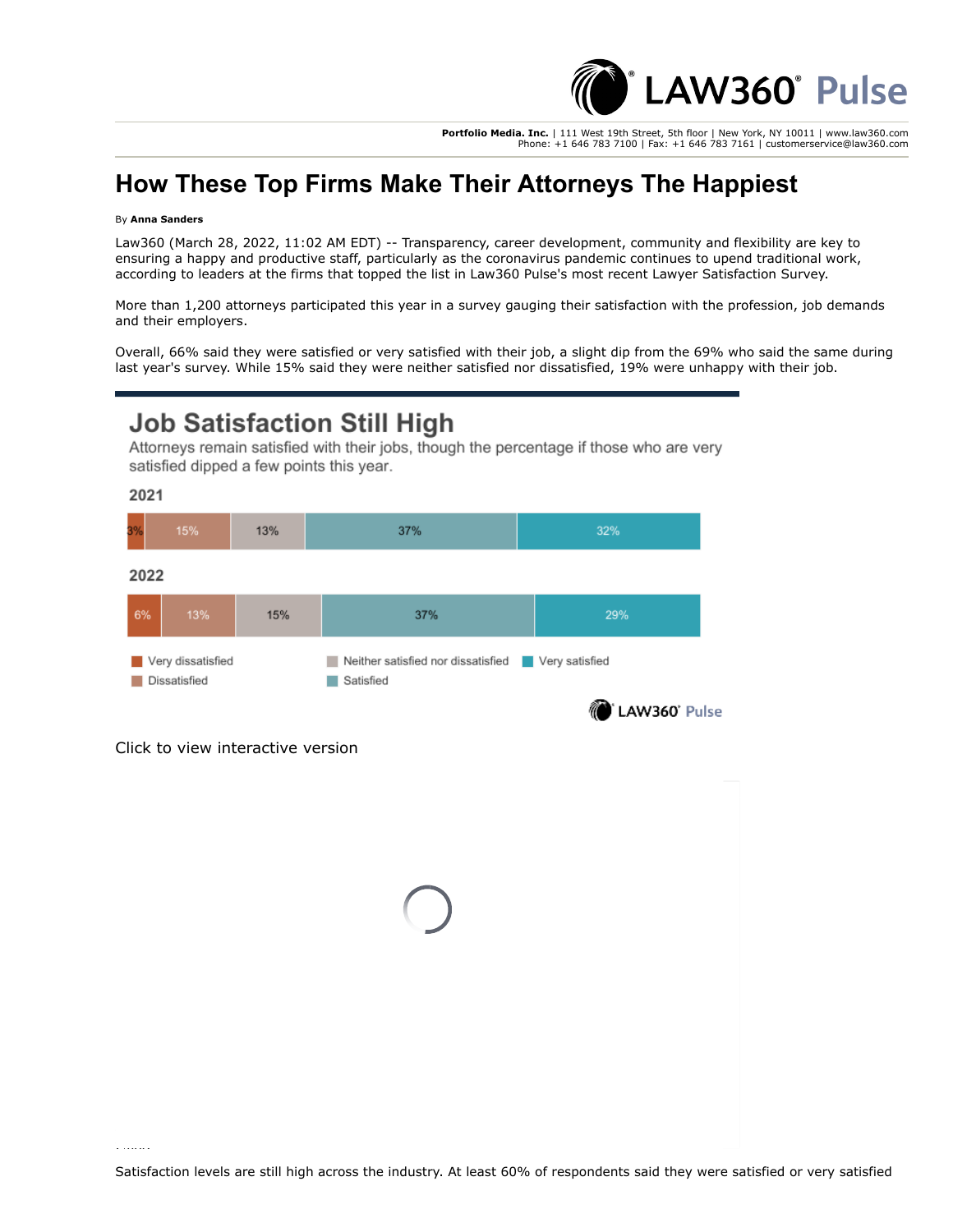# How These Top Firms Make Their Attorneys The Happiest

By **Anna Sanders**

Law360 (March 28, 2022, 11:02 AM EDT) -- Transparency, career development, community and flexibility are key to ensuring a happy and productive staff, particularly as the coronavirus pandemic continues to upend traditional work, according to leaders at the firms that topped the list in Law360 Pulse's most recent Lawyer Satisfaction Survey.

More than 1,200 attorneys participated this year in a survey gauging their satisfaction with the profession, job demands and their employers.

Overall, 66% said they were satisfied or very satisfied with their job, a slight dip from the 69% who said the same during last year's survey. While 15% said they were neither satisfied nor dissatisfied, 19% were unhappy with their job.

## Job Satisfaction Still High

Attorneys remain satisfied with their jobs, though the percentage if those who are very satisfied dipped a few points this year.

| Year | Very dissatisfied | Dissatisfied | Neither satisfied nor dissatisfied | Satisfied | Very satisfied |
|---|---|---|---|---|---|
| 2021 | 3% | 15% | 13% | 37% | 32% |
| 2022 | 6% | 13% | 15% | 37% | 29% |

Click to view interactive version

Satisfaction levels are still high across the industry. At least 60% of respondents said they were satisfied or very satisfied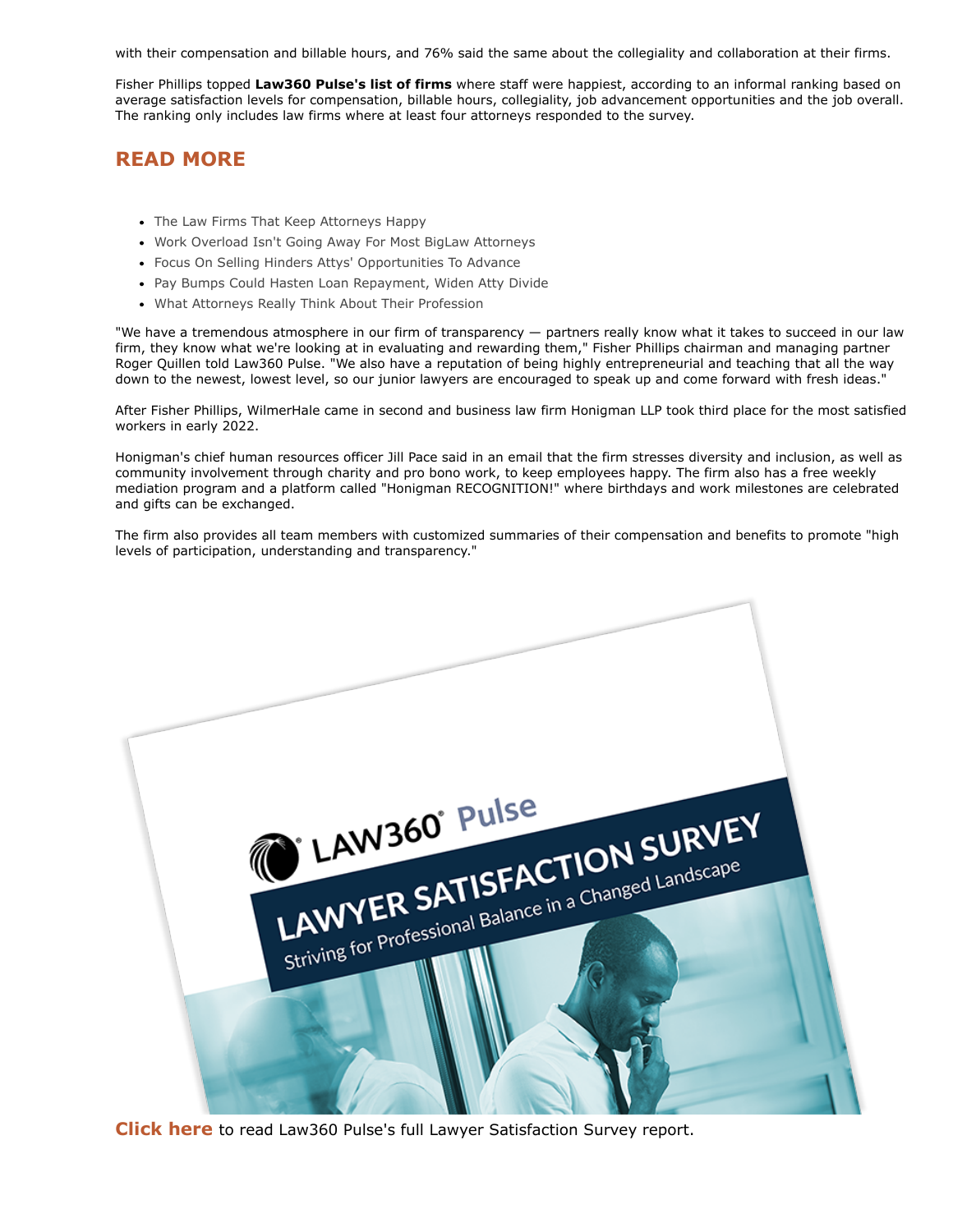with their compensation and billable hours, and 76% said the same about the collegiality and collaboration at their firms.

Fisher Phillips topped **Law360 Pulse's list of firms** where staff were happiest, according to an informal ranking based on average satisfaction levels for compensation, billable hours, collegiality, job advancement opportunities and the job overall. The ranking only includes law firms where at least four attorneys responded to the survey.

## READ MORE

- The Law Firms That Keep Attorneys Happy
- Work Overload Isn't Going Away For Most BigLaw Attorneys
- Focus On Selling Hinders Attys' Opportunities To Advance
- Pay Bumps Could Hasten Loan Repayment, Widen Atty Divide
- What Attorneys Really Think About Their Profession

"We have a tremendous atmosphere in our firm of transparency — partners really know what it takes to succeed in our law firm, they know what we're looking at in evaluating and rewarding them," Fisher Phillips chairman and managing partner Roger Quillen told Law360 Pulse. "We also have a reputation of being highly entrepreneurial and teaching that all the way down to the newest, lowest level, so our junior lawyers are encouraged to speak up and come forward with fresh ideas."

After Fisher Phillips, WilmerHale came in second and business law firm Honigman LLP took third place for the most satisfied workers in early 2022.

Honigman's chief human resources officer Jill Pace said in an email that the firm stresses diversity and inclusion, as well as community involvement through charity and pro bono work, to keep employees happy. The firm also has a free weekly mediation program and a platform called "Honigman RECOGNITION!" where birthdays and work milestones are celebrated and gifts can be exchanged.

The firm also provides all team members with customized summaries of their compensation and benefits to promote "high levels of participation, understanding and transparency."

LAW360 Pulse

LAWYER SATISFACTION SURVEY

Striving for Professional Balance in a Changed Landscape

**Click here** to read Law360 Pulse's full Lawyer Satisfaction Survey report.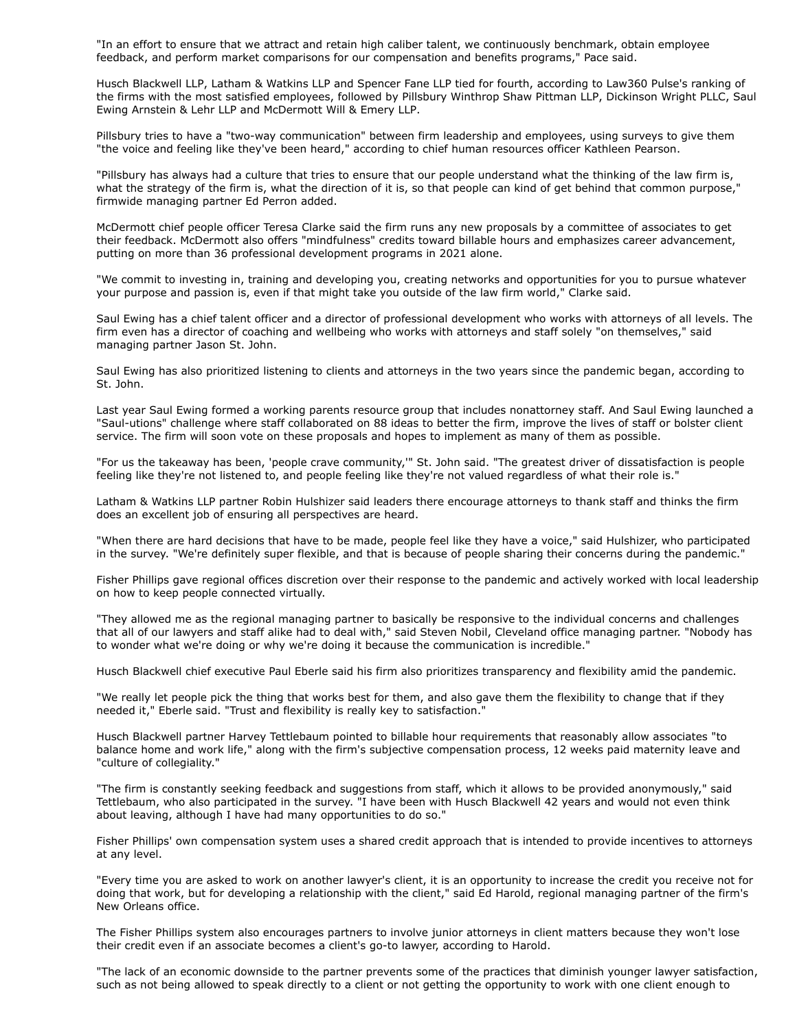"In an effort to ensure that we attract and retain high caliber talent, we continuously benchmark, obtain employee feedback, and perform market comparisons for our compensation and benefits programs," Pace said.

Husch Blackwell LLP, Latham & Watkins LLP and Spencer Fane LLP tied for fourth, according to Law360 Pulse's ranking of the firms with the most satisfied employees, followed by Pillsbury Winthrop Shaw Pittman LLP, Dickinson Wright PLLC, Saul Ewing Arnstein & Lehr LLP and McDermott Will & Emery LLP.

Pillsbury tries to have a "two-way communication" between firm leadership and employees, using surveys to give them "the voice and feeling like they've been heard," according to chief human resources officer Kathleen Pearson.

"Pillsbury has always had a culture that tries to ensure that our people understand what the thinking of the law firm is, what the strategy of the firm is, what the direction of it is, so that people can kind of get behind that common purpose," firmwide managing partner Ed Perron added.

McDermott chief people officer Teresa Clarke said the firm runs any new proposals by a committee of associates to get their feedback. McDermott also offers "mindfulness" credits toward billable hours and emphasizes career advancement, putting on more than 36 professional development programs in 2021 alone.

"We commit to investing in, training and developing you, creating networks and opportunities for you to pursue whatever your purpose and passion is, even if that might take you outside of the law firm world," Clarke said.

Saul Ewing has a chief talent officer and a director of professional development who works with attorneys of all levels. The firm even has a director of coaching and wellbeing who works with attorneys and staff solely "on themselves," said managing partner Jason St. John.

Saul Ewing has also prioritized listening to clients and attorneys in the two years since the pandemic began, according to St. John.

Last year Saul Ewing formed a working parents resource group that includes nonattorney staff. And Saul Ewing launched a "Saul-utions" challenge where staff collaborated on 88 ideas to better the firm, improve the lives of staff or bolster client service. The firm will soon vote on these proposals and hopes to implement as many of them as possible.

"For us the takeaway has been, 'people crave community,'" St. John said. "The greatest driver of dissatisfaction is people feeling like they're not listened to, and people feeling like they're not valued regardless of what their role is."

Latham & Watkins LLP partner Robin Hulshizer said leaders there encourage attorneys to thank staff and thinks the firm does an excellent job of ensuring all perspectives are heard.

"When there are hard decisions that have to be made, people feel like they have a voice," said Hulshizer, who participated in the survey. "We're definitely super flexible, and that is because of people sharing their concerns during the pandemic."

Fisher Phillips gave regional offices discretion over their response to the pandemic and actively worked with local leadership on how to keep people connected virtually.

"They allowed me as the regional managing partner to basically be responsive to the individual concerns and challenges that all of our lawyers and staff alike had to deal with," said Steven Nobil, Cleveland office managing partner. "Nobody has to wonder what we're doing or why we're doing it because the communication is incredible."

Husch Blackwell chief executive Paul Eberle said his firm also prioritizes transparency and flexibility amid the pandemic.

"We really let people pick the thing that works best for them, and also gave them the flexibility to change that if they needed it," Eberle said. "Trust and flexibility is really key to satisfaction."

Husch Blackwell partner Harvey Tettlebaum pointed to billable hour requirements that reasonably allow associates "to balance home and work life," along with the firm's subjective compensation process, 12 weeks paid maternity leave and "culture of collegiality."

"The firm is constantly seeking feedback and suggestions from staff, which it allows to be provided anonymously," said Tettlebaum, who also participated in the survey. "I have been with Husch Blackwell 42 years and would not even think about leaving, although I have had many opportunities to do so."

Fisher Phillips' own compensation system uses a shared credit approach that is intended to provide incentives to attorneys at any level.

"Every time you are asked to work on another lawyer's client, it is an opportunity to increase the credit you receive not for doing that work, but for developing a relationship with the client," said Ed Harold, regional managing partner of the firm's New Orleans office.

The Fisher Phillips system also encourages partners to involve junior attorneys in client matters because they won't lose their credit even if an associate becomes a client's go-to lawyer, according to Harold.

"The lack of an economic downside to the partner prevents some of the practices that diminish younger lawyer satisfaction, such as not being allowed to speak directly to a client or not getting the opportunity to work with one client enough to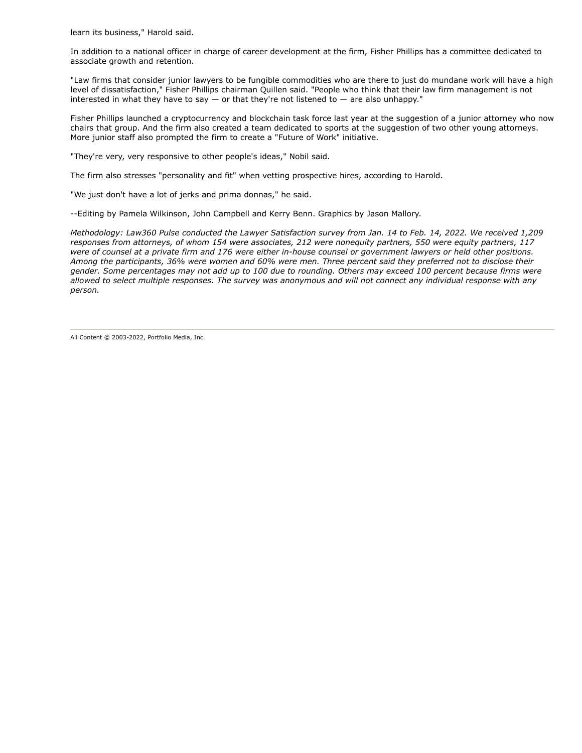learn its business," Harold said.

In addition to a national officer in charge of career development at the firm, Fisher Phillips has a committee dedicated to associate growth and retention.

"Law firms that consider junior lawyers to be fungible commodities who are there to just do mundane work will have a high level of dissatisfaction," Fisher Phillips chairman Quillen said. "People who think that their law firm management is not interested in what they have to say — or that they're not listened to — are also unhappy."

Fisher Phillips launched a cryptocurrency and blockchain task force last year at the suggestion of a junior attorney who now chairs that group. And the firm also created a team dedicated to sports at the suggestion of two other young attorneys. More junior staff also prompted the firm to create a "Future of Work" initiative.

"They're very, very responsive to other people's ideas," Nobil said.

The firm also stresses "personality and fit" when vetting prospective hires, according to Harold.

"We just don't have a lot of jerks and prima donnas," he said.

--Editing by Pamela Wilkinson, John Campbell and Kerry Benn. Graphics by Jason Mallory.

*Methodology: Law360 Pulse conducted the Lawyer Satisfaction survey from Jan. 14 to Feb. 14, 2022. We received 1,209 responses from attorneys, of whom 154 were associates, 212 were nonequity partners, 550 were equity partners, 117 were of counsel at a private firm and 176 were either in-house counsel or government lawyers or held other positions. Among the participants, 36% were women and 60% were men. Three percent said they preferred not to disclose their gender. Some percentages may not add up to 100 due to rounding. Others may exceed 100 percent because firms were allowed to select multiple responses. The survey was anonymous and will not connect any individual response with any person.*

All Content © 2003-2022, Portfolio Media, Inc.